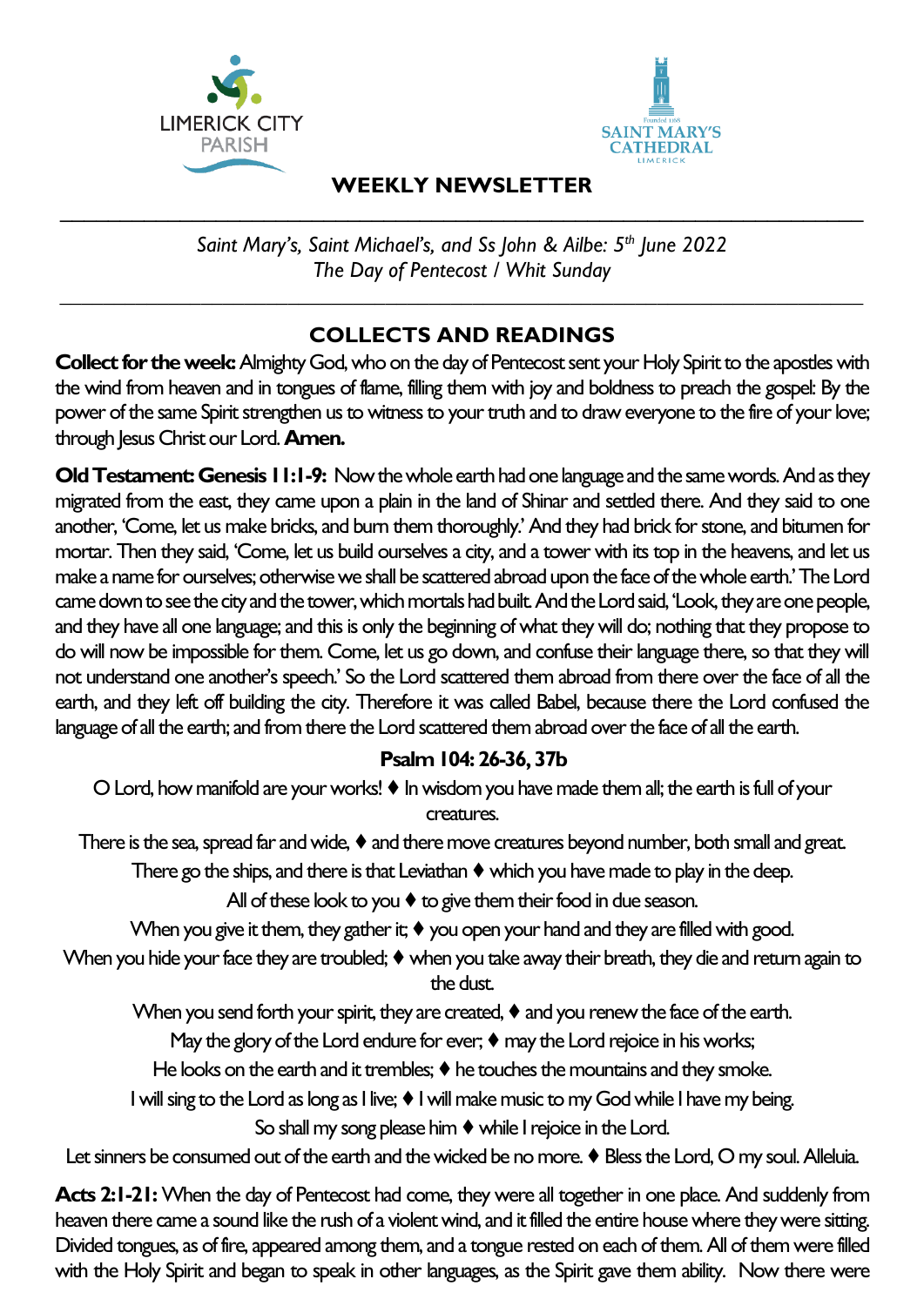LIMERICK CITY PARISH

SAINT MARY'S CATHEDRAL LIMERICK

# WEEKLY NEWSLETTER

---

*Saint Mary's, Saint Michael's, and Ss John & Ailbe: 5th June 2022*
*The Day of Pentecost / Whit Sunday*

---

## COLLECTS AND READINGS

**Collect for the week:** Almighty God, who on the day of Pentecost sent your Holy Spirit to the apostles with the wind from heaven and in tongues of flame, filling them with joy and boldness to preach the gospel: By the power of the same Spirit strengthen us to witness to your truth and to draw everyone to the fire of your love; through Jesus Christ our Lord. **Amen.**

**Old Testament: Genesis 11:1-9:** Now the whole earth had one language and the same words. And as they migrated from the east, they came upon a plain in the land of Shinar and settled there. And they said to one another, 'Come, let us make bricks, and burn them thoroughly.' And they had brick for stone, and bitumen for mortar. Then they said, 'Come, let us build ourselves a city, and a tower with its top in the heavens, and let us make a name for ourselves; otherwise we shall be scattered abroad upon the face of the whole earth.' The Lord came down to see the city and the tower, which mortals had built. And the Lord said, 'Look, they are one people, and they have all one language; and this is only the beginning of what they will do; nothing that they propose to do will now be impossible for them. Come, let us go down, and confuse their language there, so that they will not understand one another's speech.' So the Lord scattered them abroad from there over the face of all the earth, and they left off building the city. Therefore it was called Babel, because there the Lord confused the language of all the earth; and from there the Lord scattered them abroad over the face of all the earth.

**Psalm 104: 26-36, 37b**

O Lord, how manifold are your works! ♦ In wisdom you have made them all; the earth is full of your creatures.

There is the sea, spread far and wide, ♦ and there move creatures beyond number, both small and great.

There go the ships, and there is that Leviathan ♦ which you have made to play in the deep.

All of these look to you ♦ to give them their food in due season.

When you give it them, they gather it; ♦ you open your hand and they are filled with good.

When you hide your face they are troubled; ♦ when you take away their breath, they die and return again to the dust.

When you send forth your spirit, they are created, ♦ and you renew the face of the earth.

May the glory of the Lord endure for ever; ♦ may the Lord rejoice in his works;

He looks on the earth and it trembles; ♦ he touches the mountains and they smoke.

I will sing to the Lord as long as I live; ♦ I will make music to my God while I have my being.

So shall my song please him ♦ while I rejoice in the Lord.

Let sinners be consumed out of the earth and the wicked be no more. ♦ Bless the Lord, O my soul. Alleluia.

**Acts 2:1-21:** When the day of Pentecost had come, they were all together in one place. And suddenly from heaven there came a sound like the rush of a violent wind, and it filled the entire house where they were sitting. Divided tongues, as of fire, appeared among them, and a tongue rested on each of them. All of them were filled with the Holy Spirit and began to speak in other languages, as the Spirit gave them ability. Now there were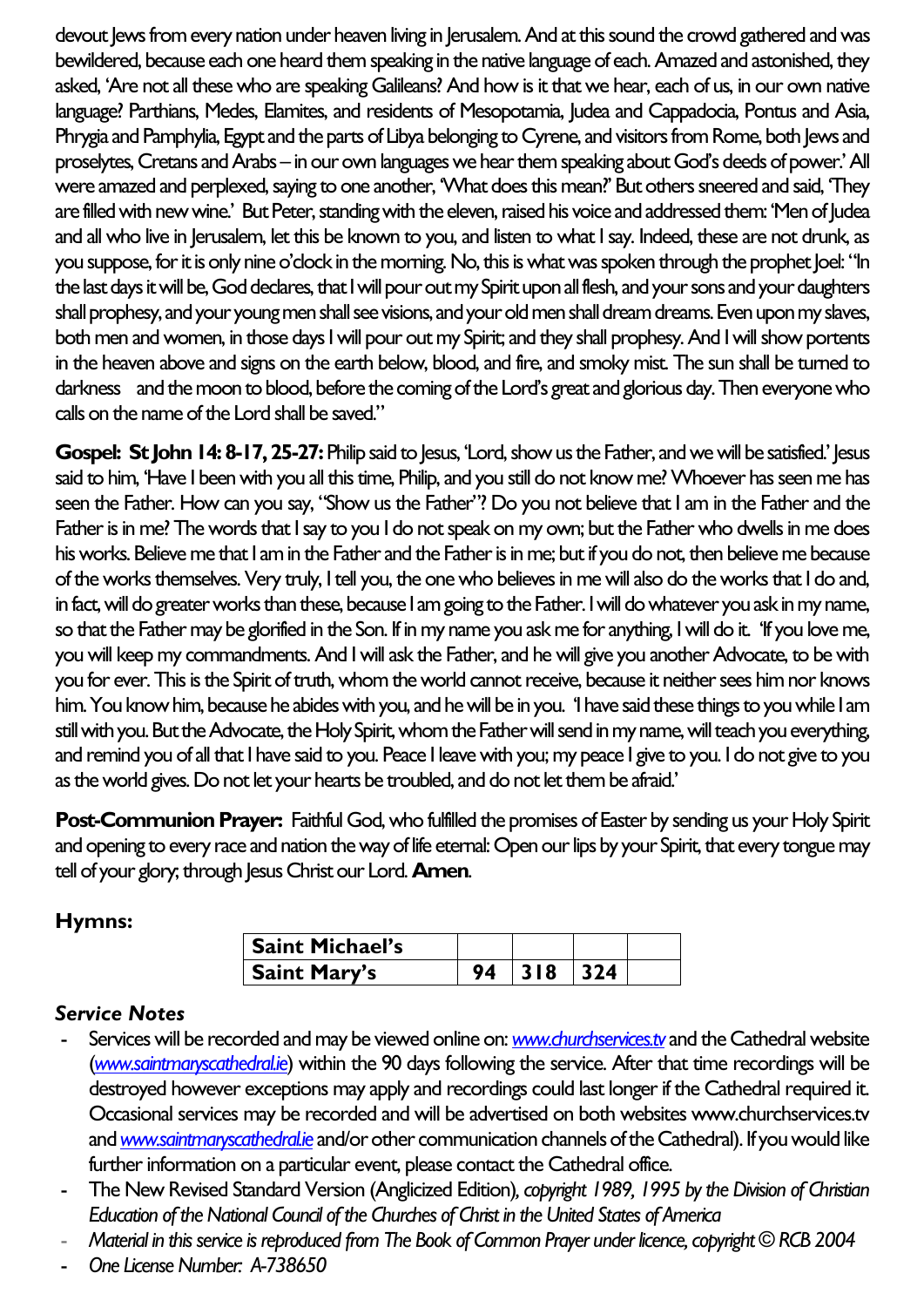devout Jews from every nation under heaven living in Jerusalem. And at this sound the crowd gathered and was bewildered, because each one heard them speaking in the native language of each. Amazed and astonished, they asked, 'Are not all these who are speaking Galileans? And how is it that we hear, each of us, in our own native language? Parthians, Medes, Elamites, and residents of Mesopotamia, Judea and Cappadocia, Pontus and Asia, Phrygia and Pamphylia, Egypt and the parts of Libya belonging to Cyrene, and visitors from Rome, both Jews and proselytes, Cretans and Arabs – in our own languages we hear them speaking about God's deeds of power.' All were amazed and perplexed, saying to one another, 'What does this mean?' But others sneered and said, 'They are filled with new wine.' But Peter, standing with the eleven, raised his voice and addressed them: 'Men of Judea and all who live in Jerusalem, let this be known to you, and listen to what I say. Indeed, these are not drunk, as you suppose, for it is only nine o'clock in the morning. No, this is what was spoken through the prophet Joel: "In the last days it will be, God declares, that I will pour out my Spirit upon all flesh, and your sons and your daughters shall prophesy, and your young men shall see visions, and your old men shall dream dreams. Even upon my slaves, both men and women, in those days I will pour out my Spirit; and they shall prophesy. And I will show portents in the heaven above and signs on the earth below, blood, and fire, and smoky mist. The sun shall be turned to darkness and the moon to blood, before the coming of the Lord's great and glorious day. Then everyone who calls on the name of the Lord shall be saved."

**Gospel: St John 14: 8-17, 25-27:** Philip said to Jesus, 'Lord, show us the Father, and we will be satisfied.' Jesus said to him, 'Have I been with you all this time, Philip, and you still do not know me? Whoever has seen me has seen the Father. How can you say, "Show us the Father"? Do you not believe that I am in the Father and the Father is in me? The words that I say to you I do not speak on my own; but the Father who dwells in me does his works. Believe me that I am in the Father and the Father is in me; but if you do not, then believe me because of the works themselves. Very truly, I tell you, the one who believes in me will also do the works that I do and, in fact, will do greater works than these, because I am going to the Father. I will do whatever you ask in my name, so that the Father may be glorified in the Son. If in my name you ask me for anything, I will do it. 'If you love me, you will keep my commandments. And I will ask the Father, and he will give you another Advocate, to be with you for ever. This is the Spirit of truth, whom the world cannot receive, because it neither sees him nor knows him. You know him, because he abides with you, and he will be in you. 'I have said these things to you while I am still with you. But the Advocate, the Holy Spirit, whom the Father will send in my name, will teach you everything, and remind you of all that I have said to you. Peace I leave with you; my peace I give to you. I do not give to you as the world gives. Do not let your hearts be troubled, and do not let them be afraid.'

**Post-Communion Prayer:** Faithful God, who fulfilled the promises of Easter by sending us your Holy Spirit and opening to every race and nation the way of life eternal: Open our lips by your Spirit, that every tongue may tell of your glory; through Jesus Christ our Lord. **Amen**.

**Hymns:**

| | | | | |
|---|---|---|---|---|
| **Saint Michael's** | | | | |
| **Saint Mary's** | **94** | **318** | **324** | |

### *Service Notes*

- Services will be recorded and may be viewed online on: *www.churchservices.tv* and the Cathedral website (*www.saintmaryscathedral.ie*) within the 90 days following the service. After that time recordings will be destroyed however exceptions may apply and recordings could last longer if the Cathedral required it. Occasional services may be recorded and will be advertised on both websites www.churchservices.tv and *www.saintmaryscathedral.ie* and/or other communication channels of the Cathedral). If you would like further information on a particular event, please contact the Cathedral office.
- The New Revised Standard Version (Anglicized Edition), *copyright 1989, 1995 by the Division of Christian Education of the National Council of the Churches of Christ in the United States of America*
- *Material in this service is reproduced from The Book of Common Prayer under licence, copyright © RCB 2004*
- *One License Number: A-738650*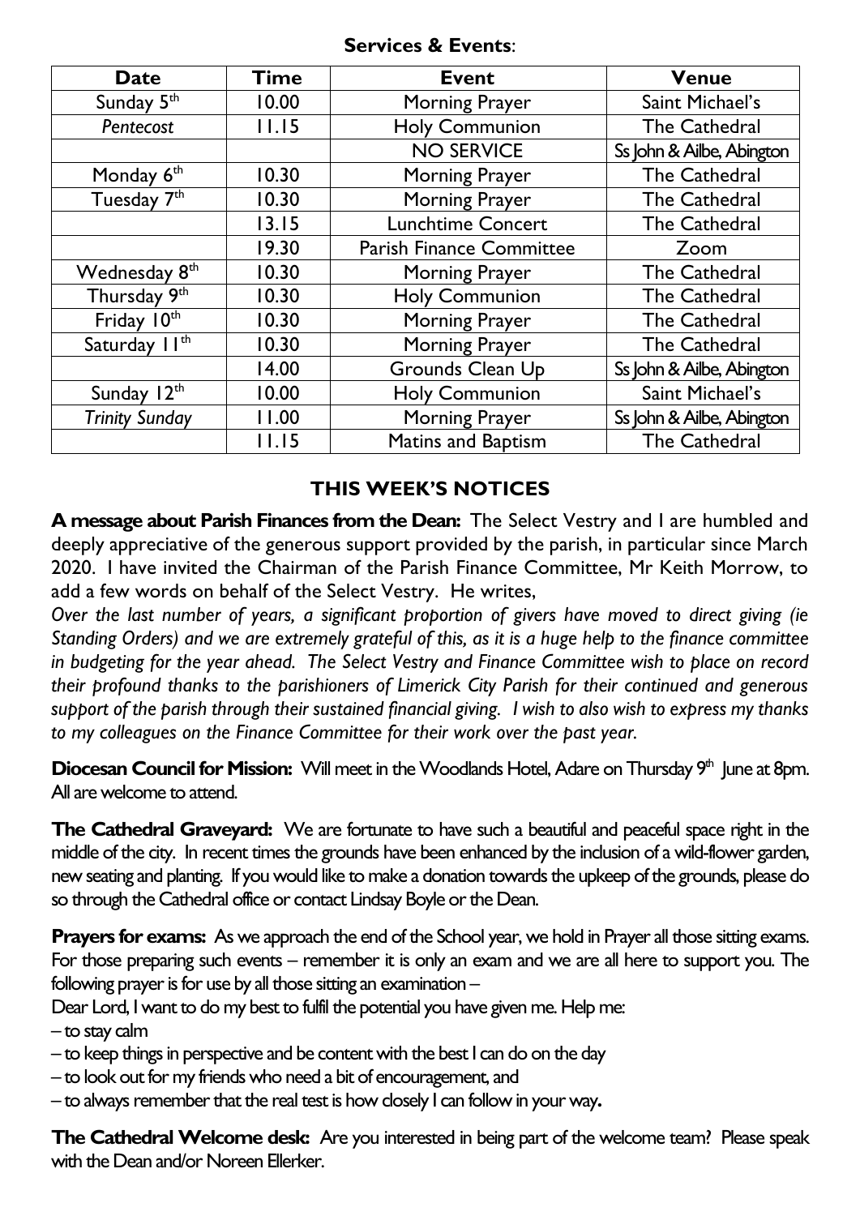**Services & Events**:

| Date | Time | Event | Venue |
|---|---|---|---|
| Sunday 5th | 10.00 | Morning Prayer | Saint Michael's |
| *Pentecost* | 11.15 | Holy Communion | The Cathedral |
| | | NO SERVICE | Ss John & Ailbe, Abington |
| Monday 6th | 10.30 | Morning Prayer | The Cathedral |
| Tuesday 7th | 10.30 | Morning Prayer | The Cathedral |
| | 13.15 | Lunchtime Concert | The Cathedral |
| | 19.30 | Parish Finance Committee | Zoom |
| Wednesday 8th | 10.30 | Morning Prayer | The Cathedral |
| Thursday 9th | 10.30 | Holy Communion | The Cathedral |
| Friday 10th | 10.30 | Morning Prayer | The Cathedral |
| Saturday 11th | 10.30 | Morning Prayer | The Cathedral |
| | 14.00 | Grounds Clean Up | Ss John & Ailbe, Abington |
| Sunday 12th | 10.00 | Holy Communion | Saint Michael's |
| *Trinity Sunday* | 11.00 | Morning Prayer | Ss John & Ailbe, Abington |
| | 11.15 | Matins and Baptism | The Cathedral |

## THIS WEEK'S NOTICES

**A message about Parish Finances from the Dean:** The Select Vestry and I are humbled and deeply appreciative of the generous support provided by the parish, in particular since March 2020. I have invited the Chairman of the Parish Finance Committee, Mr Keith Morrow, to add a few words on behalf of the Select Vestry. He writes,

*Over the last number of years, a significant proportion of givers have moved to direct giving (ie Standing Orders) and we are extremely grateful of this, as it is a huge help to the finance committee in budgeting for the year ahead. The Select Vestry and Finance Committee wish to place on record their profound thanks to the parishioners of Limerick City Parish for their continued and generous support of the parish through their sustained financial giving. I wish to also wish to express my thanks to my colleagues on the Finance Committee for their work over the past year.*

**Diocesan Council for Mission:** Will meet in the Woodlands Hotel, Adare on Thursday 9th June at 8pm. All are welcome to attend.

**The Cathedral Graveyard:** We are fortunate to have such a beautiful and peaceful space right in the middle of the city. In recent times the grounds have been enhanced by the inclusion of a wild-flower garden, new seating and planting. If you would like to make a donation towards the upkeep of the grounds, please do so through the Cathedral office or contact Lindsay Boyle or the Dean.

**Prayers for exams:** As we approach the end of the School year, we hold in Prayer all those sitting exams. For those preparing such events – remember it is only an exam and we are all here to support you. The following prayer is for use by all those sitting an examination –

Dear Lord, I want to do my best to fulfil the potential you have given me. Help me:

– to stay calm

– to keep things in perspective and be content with the best I can do on the day

– to look out for my friends who need a bit of encouragement, and

– to always remember that the real test is how closely I can follow in your way**.**

**The Cathedral Welcome desk:** Are you interested in being part of the welcome team? Please speak with the Dean and/or Noreen Ellerker.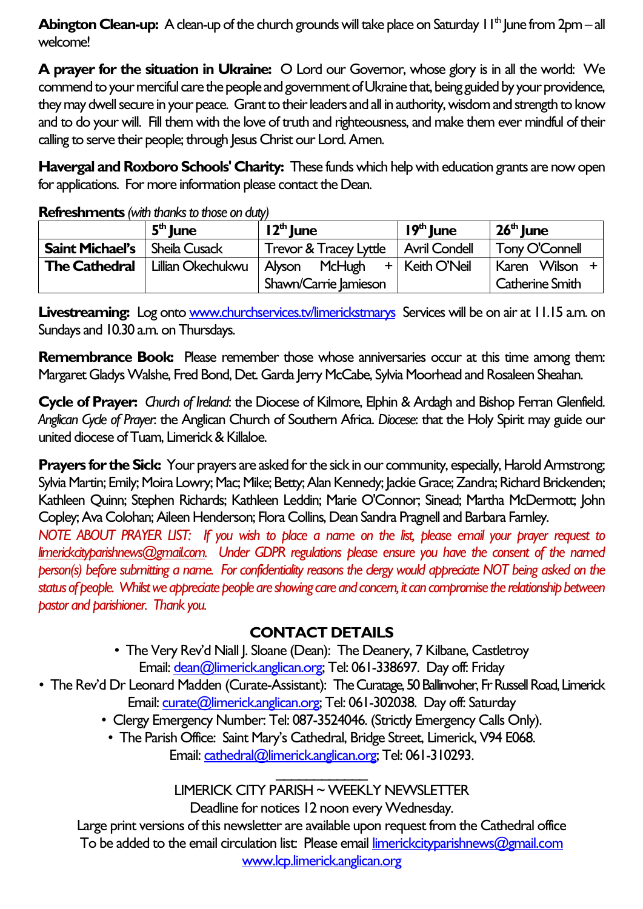**Abington Clean-up:** A clean-up of the church grounds will take place on Saturday 11th June from 2pm – all welcome!

**A prayer for the situation in Ukraine:** O Lord our Governor, whose glory is in all the world: We commend to your merciful care the people and government of Ukraine that, being guided by your providence, they may dwell secure in your peace. Grant to their leaders and all in authority, wisdom and strength to know and to do your will. Fill them with the love of truth and righteousness, and make them ever mindful of their calling to serve their people; through Jesus Christ our Lord. Amen.

**Havergal and Roxboro Schools' Charity:** These funds which help with education grants are now open for applications. For more information please contact the Dean.

**Refreshments** *(with thanks to those on duty)*

| | 5th June | 12th June | 19th June | 26th June |
|---|---|---|---|---|
| **Saint Michael's** | Sheila Cusack | Trevor & Tracey Lyttle | Avril Condell | Tony O'Connell |
| **The Cathedral** | Lillian Okechukwu | Alyson McHugh + Shawn/Carrie Jamieson | Keith O'Neil | Karen Wilson + Catherine Smith |

**Livestreaming:** Log onto www.churchservices.tv/limerickstmarys Services will be on air at 11.15 a.m. on Sundays and 10.30 a.m. on Thursdays.

**Remembrance Book:** Please remember those whose anniversaries occur at this time among them: Margaret Gladys Walshe, Fred Bond, Det. Garda Jerry McCabe, Sylvia Moorhead and Rosaleen Sheahan.

**Cycle of Prayer:** *Church of Ireland*: the Diocese of Kilmore, Elphin & Ardagh and Bishop Ferran Glenfield. *Anglican Cycle of Prayer*: the Anglican Church of Southern Africa. *Diocese*: that the Holy Spirit may guide our united diocese of Tuam, Limerick & Killaloe.

**Prayers for the Sick:** Your prayers are asked for the sick in our community, especially, Harold Armstrong; Sylvia Martin; Emily; Moira Lowry; Mac; Mike; Betty; Alan Kennedy; Jackie Grace; Zandra; Richard Brickenden; Kathleen Quinn; Stephen Richards; Kathleen Leddin; Marie O'Connor; Sinead; Martha McDermott; John Copley; Ava Colohan; Aileen Henderson; Flora Collins, Dean Sandra Pragnell and Barbara Farnley.

*NOTE ABOUT PRAYER LIST: If you wish to place a name on the list, please email your prayer request to limerickcityparishnews@gmail.com. Under GDPR regulations please ensure you have the consent of the named person(s) before submitting a name. For confidentiality reasons the clergy would appreciate NOT being asked on the status of people. Whilst we appreciate people are showing care and concern, it can compromise the relationship between pastor and parishioner. Thank you.*

## CONTACT DETAILS

- The Very Rev'd Niall J. Sloane (Dean): The Deanery, 7 Kilbane, Castletroy  
  Email: dean@limerick.anglican.org; Tel: 061-338697. Day off: Friday
- The Rev'd Dr Leonard Madden (Curate-Assistant): The Curatage, 50 Ballinvoher, Fr Russell Road, Limerick  
  Email: curate@limerick.anglican.org; Tel: 061-302038. Day off: Saturday
- Clergy Emergency Number: Tel: 087-3524046. (Strictly Emergency Calls Only).
- The Parish Office: Saint Mary's Cathedral, Bridge Street, Limerick, V94 E068.  
  Email: cathedral@limerick.anglican.org; Tel: 061-310293.

\_\_\_\_\_\_\_\_\_\_\_\_\_\_

LIMERICK CITY PARISH ~ WEEKLY NEWSLETTER

Deadline for notices 12 noon every Wednesday.

Large print versions of this newsletter are available upon request from the Cathedral office

To be added to the email circulation list: Please email limerickcityparishnews@gmail.com

www.lcp.limerick.anglican.org